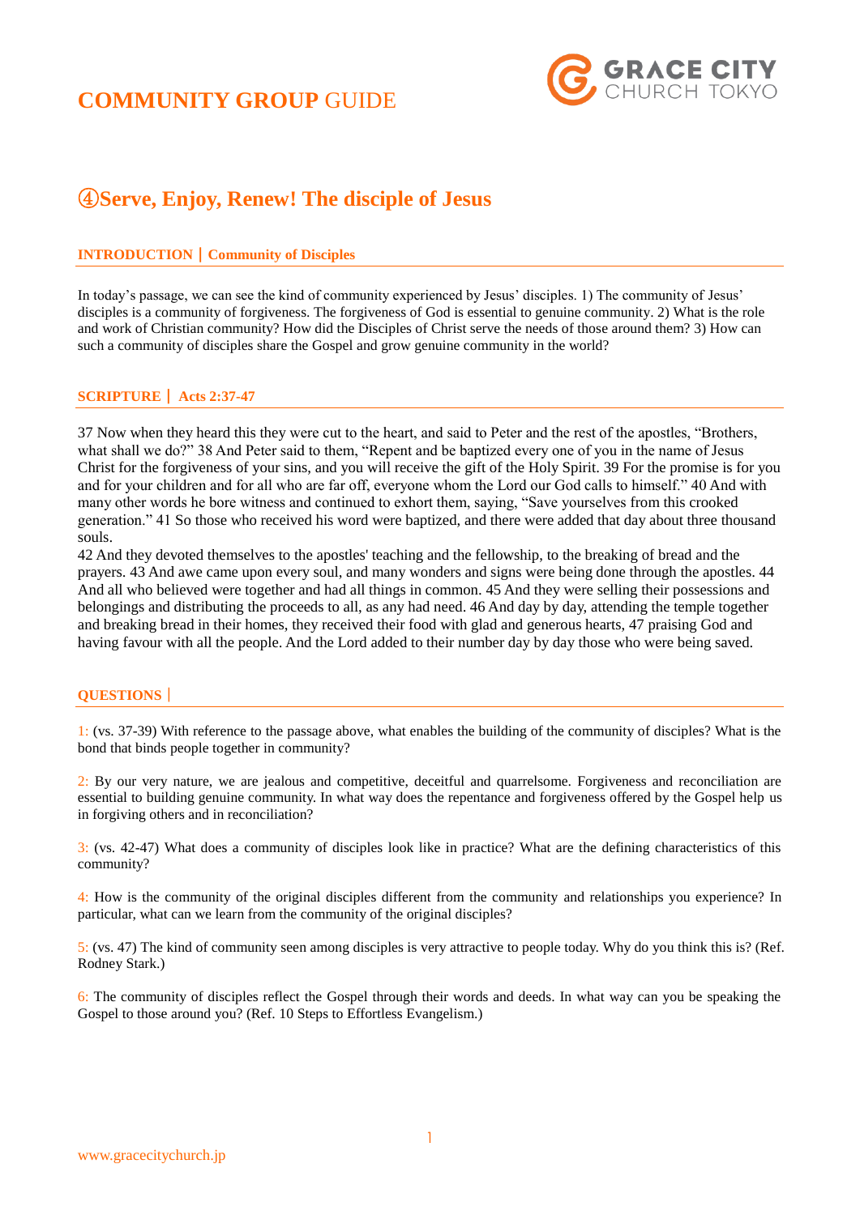# COMMUNITY GROUP GUIDE

GRACE CITY CHURCH TOKYO

## ④Serve, Enjoy, Renew! The disciple of Jesus

### INTRODUCTION | Community of Disciples

In today's passage, we can see the kind of community experienced by Jesus' disciples. 1) The community of Jesus' disciples is a community of forgiveness. The forgiveness of God is essential to genuine community. 2) What is the role and work of Christian community? How did the Disciples of Christ serve the needs of those around them? 3) How can such a community of disciples share the Gospel and grow genuine community in the world?

### SCRIPTURE | Acts 2:37-47

37 Now when they heard this they were cut to the heart, and said to Peter and the rest of the apostles, "Brothers, what shall we do?" 38 And Peter said to them, "Repent and be baptized every one of you in the name of Jesus Christ for the forgiveness of your sins, and you will receive the gift of the Holy Spirit. 39 For the promise is for you and for your children and for all who are far off, everyone whom the Lord our God calls to himself." 40 And with many other words he bore witness and continued to exhort them, saying, "Save yourselves from this crooked generation." 41 So those who received his word were baptized, and there were added that day about three thousand souls.

42 And they devoted themselves to the apostles' teaching and the fellowship, to the breaking of bread and the prayers. 43 And awe came upon every soul, and many wonders and signs were being done through the apostles. 44 And all who believed were together and had all things in common. 45 And they were selling their possessions and belongings and distributing the proceeds to all, as any had need. 46 And day by day, attending the temple together and breaking bread in their homes, they received their food with glad and generous hearts, 47 praising God and having favour with all the people. And the Lord added to their number day by day those who were being saved.

### QUESTIONS |

1: (vs. 37-39) With reference to the passage above, what enables the building of the community of disciples? What is the bond that binds people together in community?

2: By our very nature, we are jealous and competitive, deceitful and quarrelsome. Forgiveness and reconciliation are essential to building genuine community. In what way does the repentance and forgiveness offered by the Gospel help us in forgiving others and in reconciliation?

3: (vs. 42-47) What does a community of disciples look like in practice? What are the defining characteristics of this community?

4: How is the community of the original disciples different from the community and relationships you experience? In particular, what can we learn from the community of the original disciples?

5: (vs. 47) The kind of community seen among disciples is very attractive to people today. Why do you think this is? (Ref. Rodney Stark.)

6: The community of disciples reflect the Gospel through their words and deeds. In what way can you be speaking the Gospel to those around you? (Ref. 10 Steps to Effortless Evangelism.)

www.gracecitychurch.jp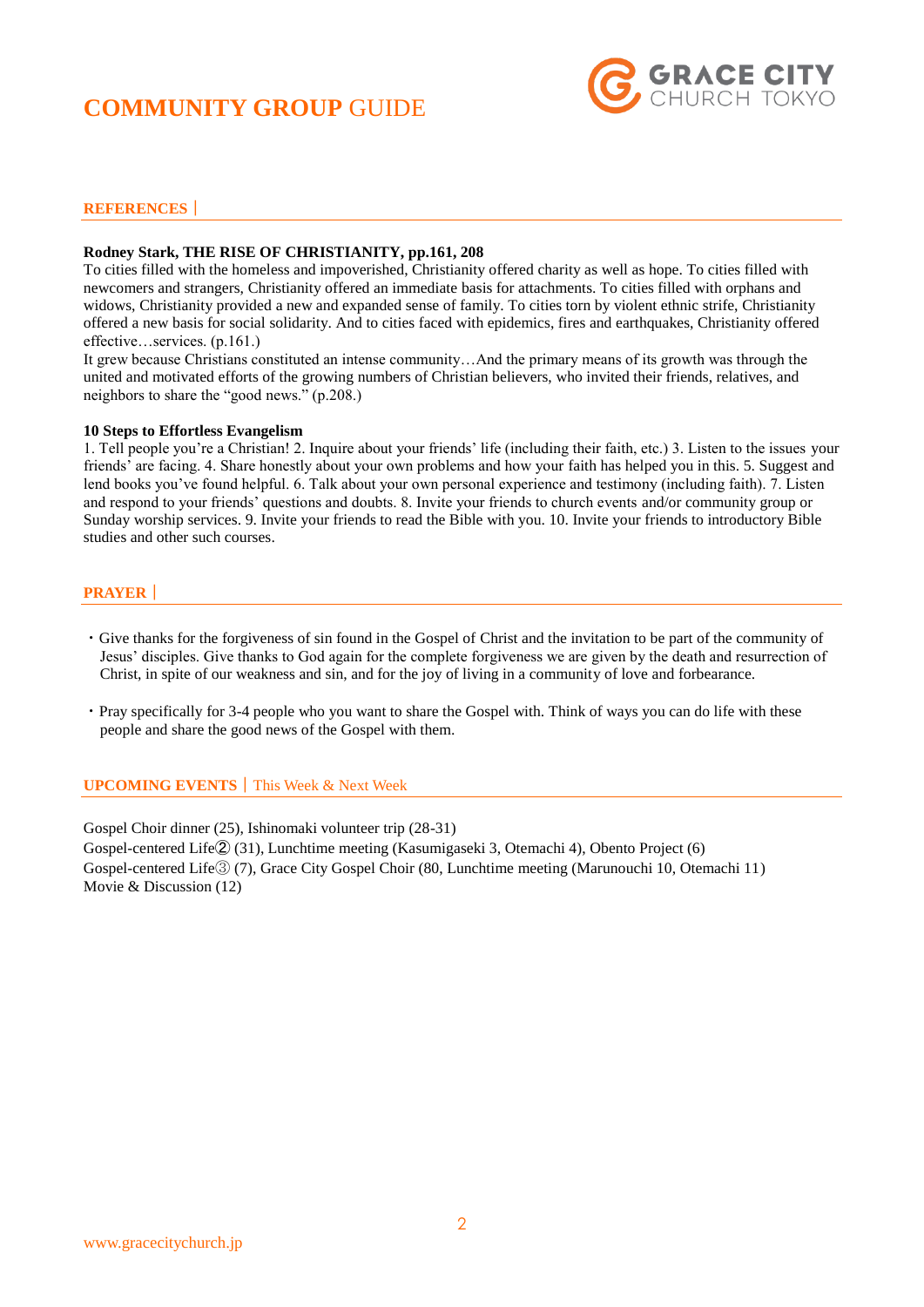# COMMUNITY GROUP GUIDE

## REFERENCES |

**Rodney Stark, THE RISE OF CHRISTIANITY, pp.161, 208**

To cities filled with the homeless and impoverished, Christianity offered charity as well as hope. To cities filled with newcomers and strangers, Christianity offered an immediate basis for attachments. To cities filled with orphans and widows, Christianity provided a new and expanded sense of family. To cities torn by violent ethnic strife, Christianity offered a new basis for social solidarity. And to cities faced with epidemics, fires and earthquakes, Christianity offered effective…services. (p.161.)

It grew because Christians constituted an intense community…And the primary means of its growth was through the united and motivated efforts of the growing numbers of Christian believers, who invited their friends, relatives, and neighbors to share the "good news." (p.208.)

**10 Steps to Effortless Evangelism**

1. Tell people you're a Christian! 2. Inquire about your friends' life (including their faith, etc.) 3. Listen to the issues your friends' are facing. 4. Share honestly about your own problems and how your faith has helped you in this. 5. Suggest and lend books you've found helpful. 6. Talk about your own personal experience and testimony (including faith). 7. Listen and respond to your friends' questions and doubts. 8. Invite your friends to church events and/or community group or Sunday worship services. 9. Invite your friends to read the Bible with you. 10. Invite your friends to introductory Bible studies and other such courses.

## PRAYER |

・Give thanks for the forgiveness of sin found in the Gospel of Christ and the invitation to be part of the community of Jesus' disciples. Give thanks to God again for the complete forgiveness we are given by the death and resurrection of Christ, in spite of our weakness and sin, and for the joy of living in a community of love and forbearance.

・Pray specifically for 3-4 people who you want to share the Gospel with. Think of ways you can do life with these people and share the good news of the Gospel with them.

## UPCOMING EVENTS | This Week & Next Week

Gospel Choir dinner (25), Ishinomaki volunteer trip (28-31)
Gospel-centered Life② (31), Lunchtime meeting (Kasumigaseki 3, Otemachi 4), Obento Project (6)
Gospel-centered Life③ (7), Grace City Gospel Choir (80, Lunchtime meeting (Marunouchi 10, Otemachi 11)
Movie & Discussion (12)

www.gracecitychurch.jp